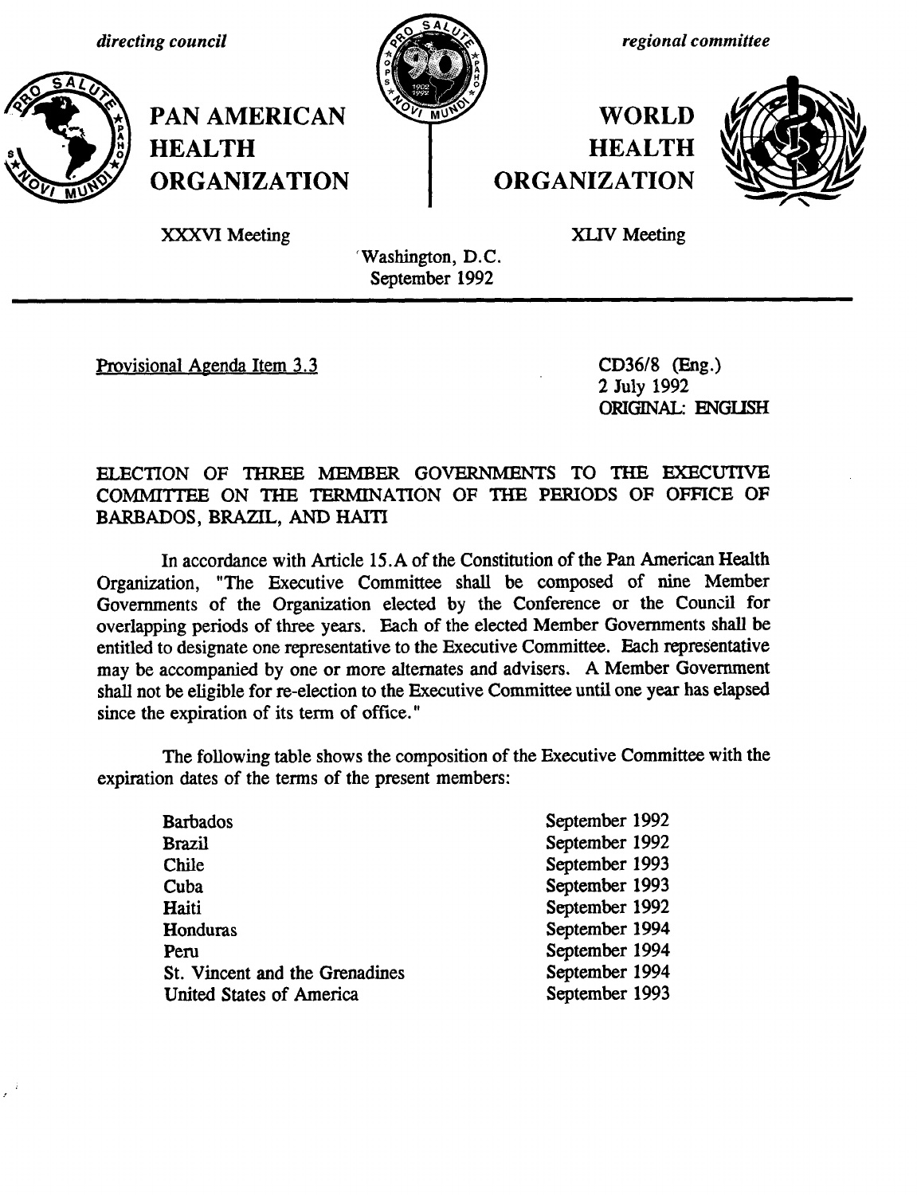*directing council*

*regional committee*

**PAN AMERICAN HEALTH ORGANIZATION**

**WORLD HEALTH ORGANIZATION**

XXXVI Meeting

XLIV Meeting

Washington, D.C.
September 1992

---

Provisional Agenda Item 3.3

CD36/8 (Eng.)
2 July 1992
ORIGINAL: ENGLISH

ELECTION OF THREE MEMBER GOVERNMENTS TO THE EXECUTIVE COMMITTEE ON THE TERMINATION OF THE PERIODS OF OFFICE OF BARBADOS, BRAZIL, AND HAITI

In accordance with Article 15.A of the Constitution of the Pan American Health Organization, "The Executive Committee shall be composed of nine Member Governments of the Organization elected by the Conference or the Council for overlapping periods of three years. Each of the elected Member Governments shall be entitled to designate one representative to the Executive Committee. Each representative may be accompanied by one or more alternates and advisers. A Member Government shall not be eligible for re-election to the Executive Committee until one year has elapsed since the expiration of its term of office."

The following table shows the composition of the Executive Committee with the expiration dates of the terms of the present members:

| | |
|---|---|
| Barbados | September 1992 |
| Brazil | September 1992 |
| Chile | September 1993 |
| Cuba | September 1993 |
| Haiti | September 1992 |
| Honduras | September 1994 |
| Peru | September 1994 |
| St. Vincent and the Grenadines | September 1994 |
| United States of America | September 1993 |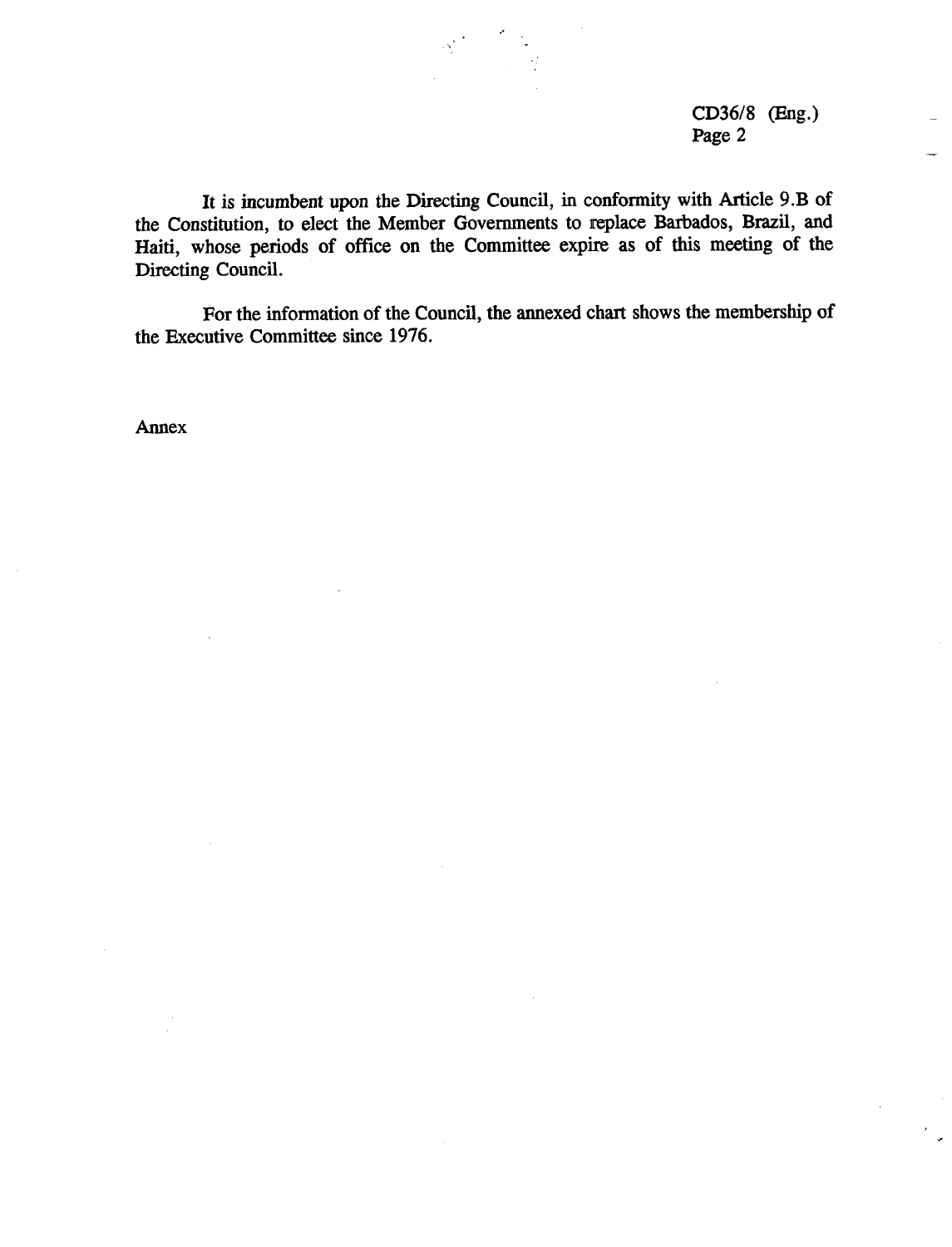It is incumbent upon the Directing Council, in conformity with Article 9.B of the Constitution, to elect the Member Governments to replace Barbados, Brazil, and Haiti, whose periods of office on the Committee expire as of this meeting of the Directing Council.

For the information of the Council, the annexed chart shows the membership of the Executive Committee since 1976.

Annex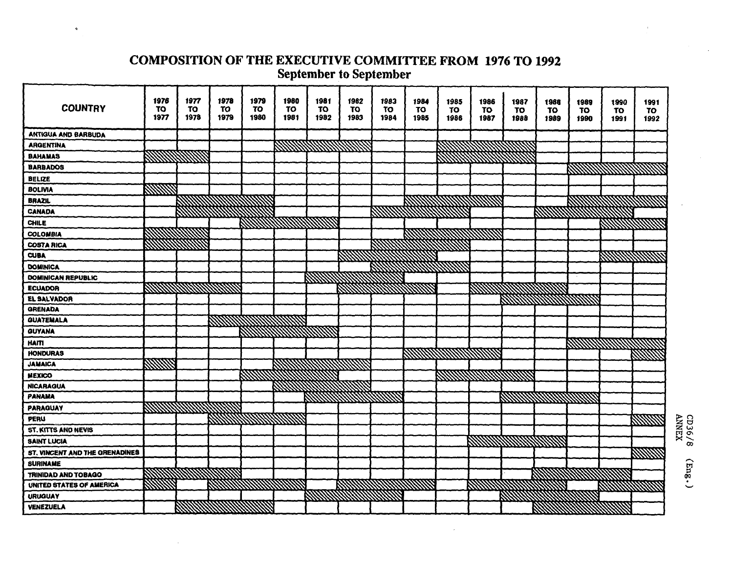# COMPOSITION OF THE EXECUTIVE COMMITTEE FROM 1976 TO 1992

## September to September

| COUNTRY | 1976 TO 1977 | 1977 TO 1978 | 1978 TO 1979 | 1979 TO 1980 | 1980 TO 1981 | 1981 TO 1982 | 1982 TO 1983 | 1983 TO 1984 | 1984 TO 1985 | 1985 TO 1986 | 1986 TO 1987 | 1987 TO 1988 | 1988 TO 1989 | 1989 TO 1990 | 1990 TO 1991 | 1991 TO 1992 |
|---|---|---|---|---|---|---|---|---|---|---|---|---|---|---|---|---|
| ANTIGUA AND BARBUDA | | | | | | | | | | | | | | | | |
| ARGENTINA | | | | | X | X | X | | | X | X | X | | | | |
| BAHAMAS | X | X | | | | | | | | X | X | X | | | | |
| BARBADOS | | | | | | | | | | | | | | X | X | X |
| BELIZE | | | | | | | | | | | | | | | | |
| BOLIVIA | X | | | | | | | | | | | | | | | |
| BRAZIL | | X | X | X | | | | | X | X | X | | | X | X | X |
| CANADA | | X | X | X | | | | X | X | X | | | X | X | X | |
| CHILE | | | | X | X | X | | | | | | | | | X | X |
| COLOMBIA | X | X | | | | | | | X | X | X | | | | | |
| COSTA RICA | X | X | | | | | | X | X | X | | | | | | |
| CUBA | | | | | | | X | X | X | | | | | | X | X |
| DOMINICA | | | | | | | | X | X | X | | | | | | |
| DOMINICAN REPUBLIC | | | | | | X | X | X | | | | | | | | |
| ECUADOR | X | X | X | | | | X | X | X | | X | X | X | | | |
| EL SALVADOR | | | | | | | | | | | | X | X | X | | |
| GRENADA | | | | | | | | | | | | | | | | |
| GUATEMALA | | | X | X | X | | | | | | | | | | | |
| GUYANA | | | | X | X | X | | | | | | | | | | |
| HAITI | | | | | | | | | | | | | | X | X | X |
| HONDURAS | | | | | | | | | X | X | X | | | | | X |
| JAMAICA | X | | | | X | X | X | | | | | | | | | |
| MEXICO | | | | X | X | X | | | | X | X | X | | | | |
| NICARAGUA | | | | | X | X | X | | | | | | | | | |
| PANAMA | | | | | | X | X | X | | | | X | X | X | | |
| PARAGUAY | X | X | X | | | | | | | | | | | | | |
| PERU | | | X | X | X | | | | | | | | | | | X |
| ST. KITTS AND NEVIS | | | | | | | | | | | | | | | | |
| SAINT LUCIA | | | | | | | | | | | X | X | X | | | |
| ST. VINCENT AND THE GRENADINES | | | | | | | | | | | | | | | | X |
| SURINAME | | | | | | | | | | | | | | | | |
| TRINIDAD AND TOBAGO | X | X | X | | | | | | | | | | X | X | X | |
| UNITED STATES OF AMERICA | X | | X | X | X | | X | X | X | | X | X | X | | X | X |
| URUGUAY | | | | | | X | X | X | | | | X | X | X | | |
| VENEZUELA | | X | X | X | | | | | | | | | X | X | X | |